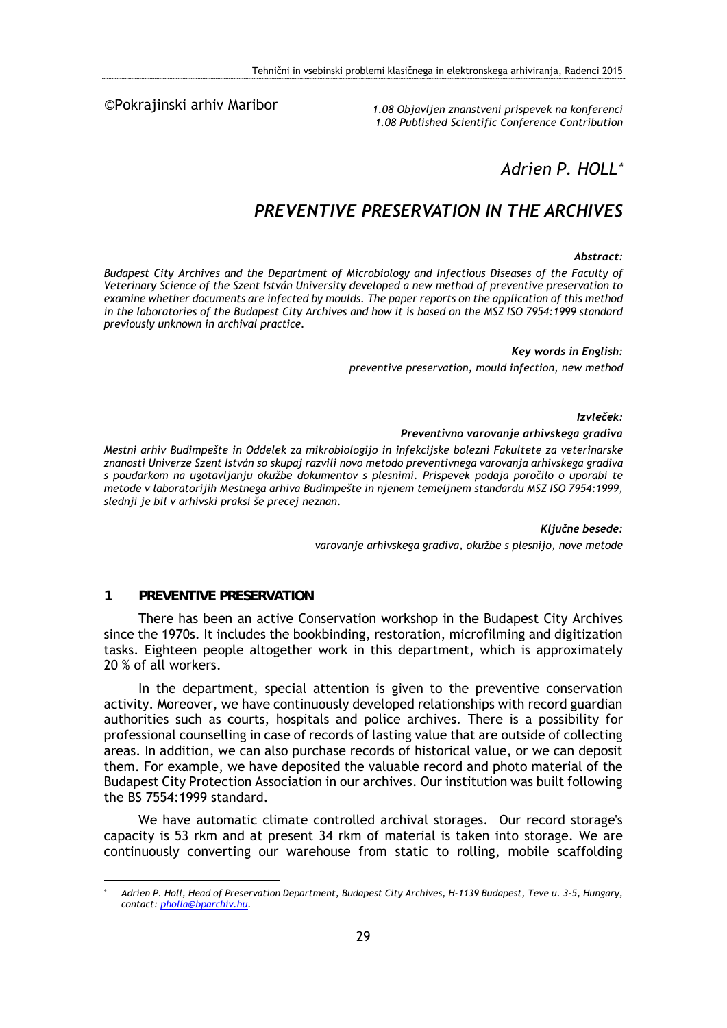©Pokrajinski arhiv Maribor

*1.08 Objavljen znanstveni prispevek na konferenci*
*1.08 Published Scientific Conference Contribution*

*Adrien P. HOLL*[*]

# *PREVENTIVE PRESERVATION IN THE ARCHIVES*

***Abstract:***

*Budapest City Archives and the Department of Microbiology and Infectious Diseases of the Faculty of Veterinary Science of the Szent István University developed a new method of preventive preservation to examine whether documents are infected by moulds. The paper reports on the application of this method in the laboratories of the Budapest City Archives and how it is based on the MSZ ISO 7954:1999 standard previously unknown in archival practice.*

***Key words in English:***

*preventive preservation, mould infection, new method*

***Izvleček:***

***Preventivno varovanje arhivskega gradiva***

*Mestni arhiv Budimpešte in Oddelek za mikrobiologijo in infekcijske bolezni Fakultete za veterinarske znanosti Univerze Szent István so skupaj razvili novo metodo preventivnega varovanja arhivskega gradiva s poudarkom na ugotavljanju okužbe dokumentov s plesnimi. Prispevek podaja poročilo o uporabi te metode v laboratorijih Mestnega arhiva Budimpešte in njenem temeljnem standardu MSZ ISO 7954:1999, slednji je bil v arhivski praksi še precej neznan.*

***Ključne besede:***

*varovanje arhivskega gradiva, okužbe s plesnijo, nove metode*

## 1 PREVENTIVE PRESERVATION

There has been an active Conservation workshop in the Budapest City Archives since the 1970s. It includes the bookbinding, restoration, microfilming and digitization tasks. Eighteen people altogether work in this department, which is approximately 20 % of all workers.

In the department, special attention is given to the preventive conservation activity. Moreover, we have continuously developed relationships with record guardian authorities such as courts, hospitals and police archives. There is a possibility for professional counselling in case of records of lasting value that are outside of collecting areas. In addition, we can also purchase records of historical value, or we can deposit them. For example, we have deposited the valuable record and photo material of the Budapest City Protection Association in our archives. Our institution was built following the BS 7554:1999 standard.

We have automatic climate controlled archival storages. Our record storage's capacity is 53 rkm and at present 34 rkm of material is taken into storage. We are continuously converting our warehouse from static to rolling, mobile scaffolding

---

[*] *Adrien P. Holl, Head of Preservation Department, Budapest City Archives, H-1139 Budapest, Teve u. 3-5, Hungary, contact: pholla@bparchiv.hu.*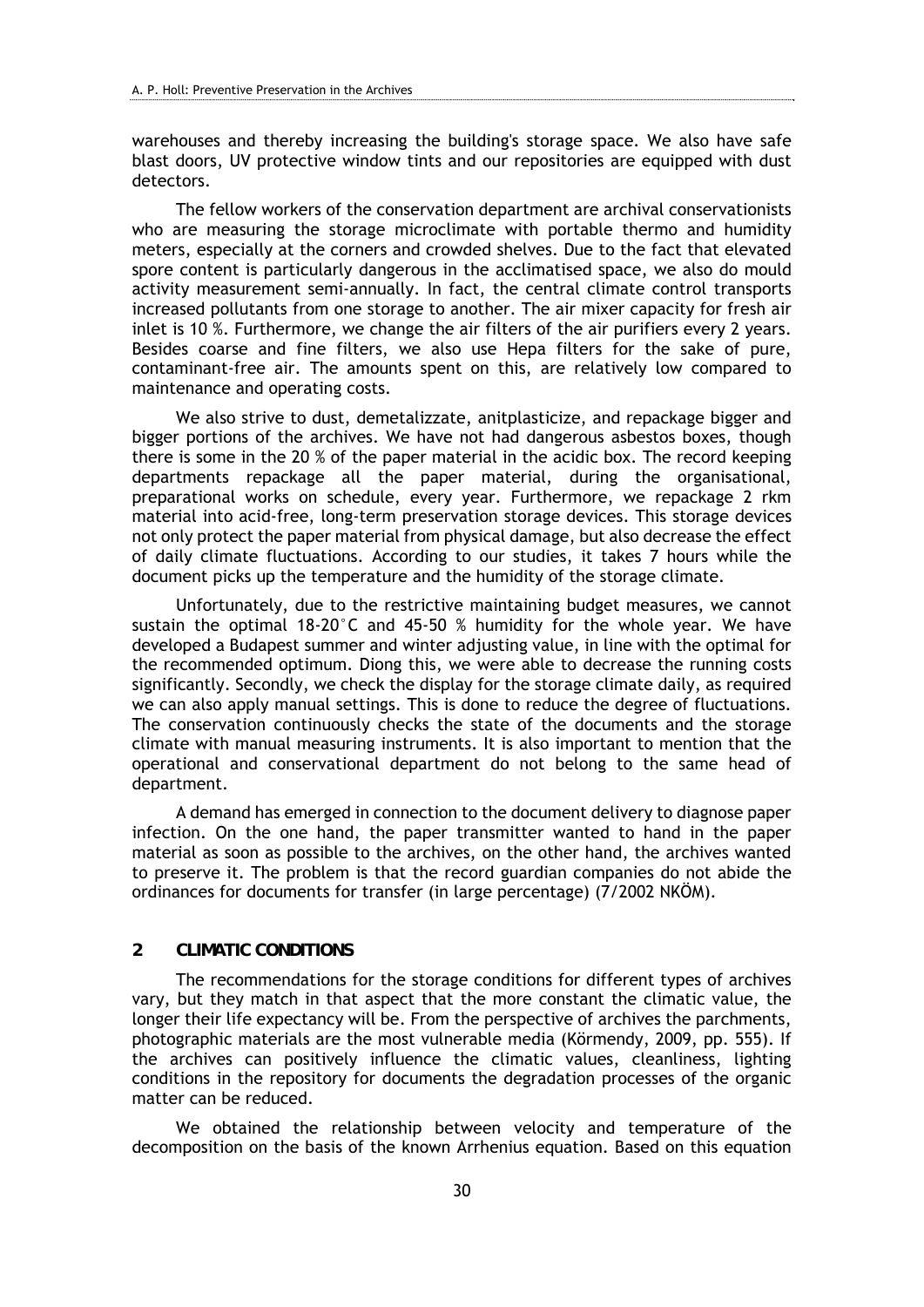warehouses and thereby increasing the building's storage space. We also have safe blast doors, UV protective window tints and our repositories are equipped with dust detectors.

The fellow workers of the conservation department are archival conservationists who are measuring the storage microclimate with portable thermo and humidity meters, especially at the corners and crowded shelves. Due to the fact that elevated spore content is particularly dangerous in the acclimatised space, we also do mould activity measurement semi-annually. In fact, the central climate control transports increased pollutants from one storage to another. The air mixer capacity for fresh air inlet is 10 %. Furthermore, we change the air filters of the air purifiers every 2 years. Besides coarse and fine filters, we also use Hepa filters for the sake of pure, contaminant-free air. The amounts spent on this, are relatively low compared to maintenance and operating costs.

We also strive to dust, demetalizzate, anitplasticize, and repackage bigger and bigger portions of the archives. We have not had dangerous asbestos boxes, though there is some in the 20 % of the paper material in the acidic box. The record keeping departments repackage all the paper material, during the organisational, preparational works on schedule, every year. Furthermore, we repackage 2 rkm material into acid-free, long-term preservation storage devices. This storage devices not only protect the paper material from physical damage, but also decrease the effect of daily climate fluctuations. According to our studies, it takes 7 hours while the document picks up the temperature and the humidity of the storage climate.

Unfortunately, due to the restrictive maintaining budget measures, we cannot sustain the optimal 18-20°C and 45-50 % humidity for the whole year. We have developed a Budapest summer and winter adjusting value, in line with the optimal for the recommended optimum. Diong this, we were able to decrease the running costs significantly. Secondly, we check the display for the storage climate daily, as required we can also apply manual settings. This is done to reduce the degree of fluctuations. The conservation continuously checks the state of the documents and the storage climate with manual measuring instruments. It is also important to mention that the operational and conservational department do not belong to the same head of department.

A demand has emerged in connection to the document delivery to diagnose paper infection. On the one hand, the paper transmitter wanted to hand in the paper material as soon as possible to the archives, on the other hand, the archives wanted to preserve it. The problem is that the record guardian companies do not abide the ordinances for documents for transfer (in large percentage) (7/2002 NKÖM).

## 2 CLIMATIC CONDITIONS

The recommendations for the storage conditions for different types of archives vary, but they match in that aspect that the more constant the climatic value, the longer their life expectancy will be. From the perspective of archives the parchments, photographic materials are the most vulnerable media (Körmendy, 2009, pp. 555). If the archives can positively influence the climatic values, cleanliness, lighting conditions in the repository for documents the degradation processes of the organic matter can be reduced.

We obtained the relationship between velocity and temperature of the decomposition on the basis of the known Arrhenius equation. Based on this equation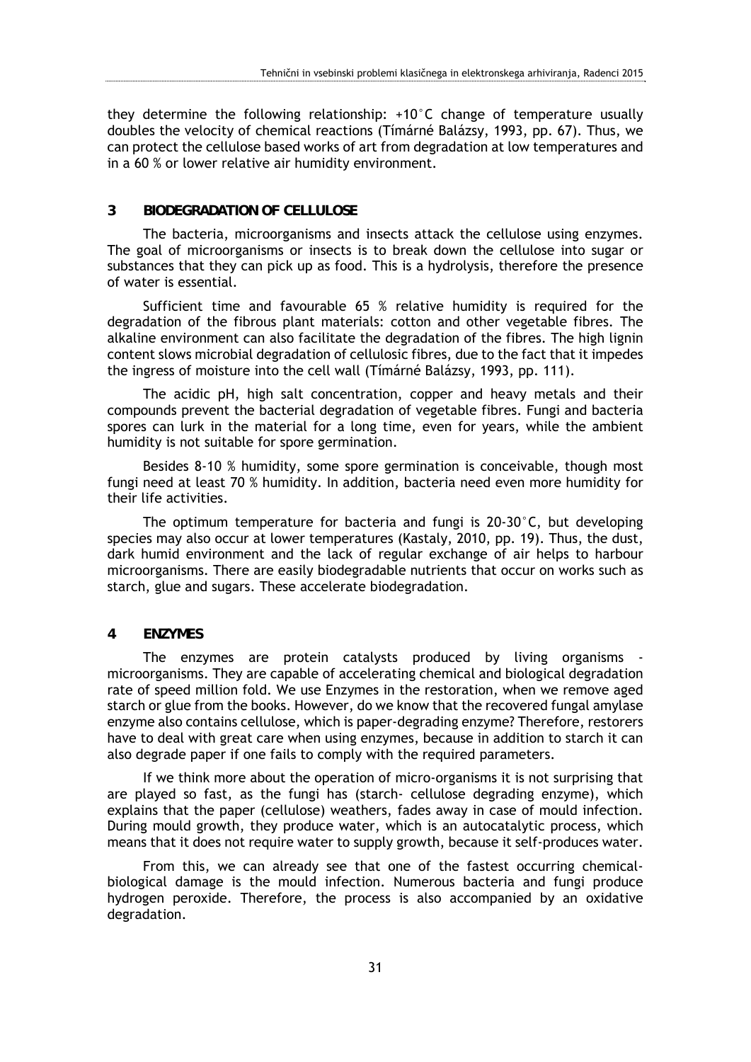they determine the following relationship: +10°C change of temperature usually doubles the velocity of chemical reactions (Tímárné Balázsy, 1993, pp. 67). Thus, we can protect the cellulose based works of art from degradation at low temperatures and in a 60 % or lower relative air humidity environment.

## 3 BIODEGRADATION OF CELLULOSE

The bacteria, microorganisms and insects attack the cellulose using enzymes. The goal of microorganisms or insects is to break down the cellulose into sugar or substances that they can pick up as food. This is a hydrolysis, therefore the presence of water is essential.

Sufficient time and favourable 65 % relative humidity is required for the degradation of the fibrous plant materials: cotton and other vegetable fibres. The alkaline environment can also facilitate the degradation of the fibres. The high lignin content slows microbial degradation of cellulosic fibres, due to the fact that it impedes the ingress of moisture into the cell wall (Tímárné Balázsy, 1993, pp. 111).

The acidic pH, high salt concentration, copper and heavy metals and their compounds prevent the bacterial degradation of vegetable fibres. Fungi and bacteria spores can lurk in the material for a long time, even for years, while the ambient humidity is not suitable for spore germination.

Besides 8-10 % humidity, some spore germination is conceivable, though most fungi need at least 70 % humidity. In addition, bacteria need even more humidity for their life activities.

The optimum temperature for bacteria and fungi is 20-30°C, but developing species may also occur at lower temperatures (Kastaly, 2010, pp. 19). Thus, the dust, dark humid environment and the lack of regular exchange of air helps to harbour microorganisms. There are easily biodegradable nutrients that occur on works such as starch, glue and sugars. These accelerate biodegradation.

## 4 ENZYMES

The enzymes are protein catalysts produced by living organisms - microorganisms. They are capable of accelerating chemical and biological degradation rate of speed million fold. We use Enzymes in the restoration, when we remove aged starch or glue from the books. However, do we know that the recovered fungal amylase enzyme also contains cellulose, which is paper-degrading enzyme? Therefore, restorers have to deal with great care when using enzymes, because in addition to starch it can also degrade paper if one fails to comply with the required parameters.

If we think more about the operation of micro-organisms it is not surprising that are played so fast, as the fungi has (starch- cellulose degrading enzyme), which explains that the paper (cellulose) weathers, fades away in case of mould infection. During mould growth, they produce water, which is an autocatalytic process, which means that it does not require water to supply growth, because it self-produces water.

From this, we can already see that one of the fastest occurring chemical-biological damage is the mould infection. Numerous bacteria and fungi produce hydrogen peroxide. Therefore, the process is also accompanied by an oxidative degradation.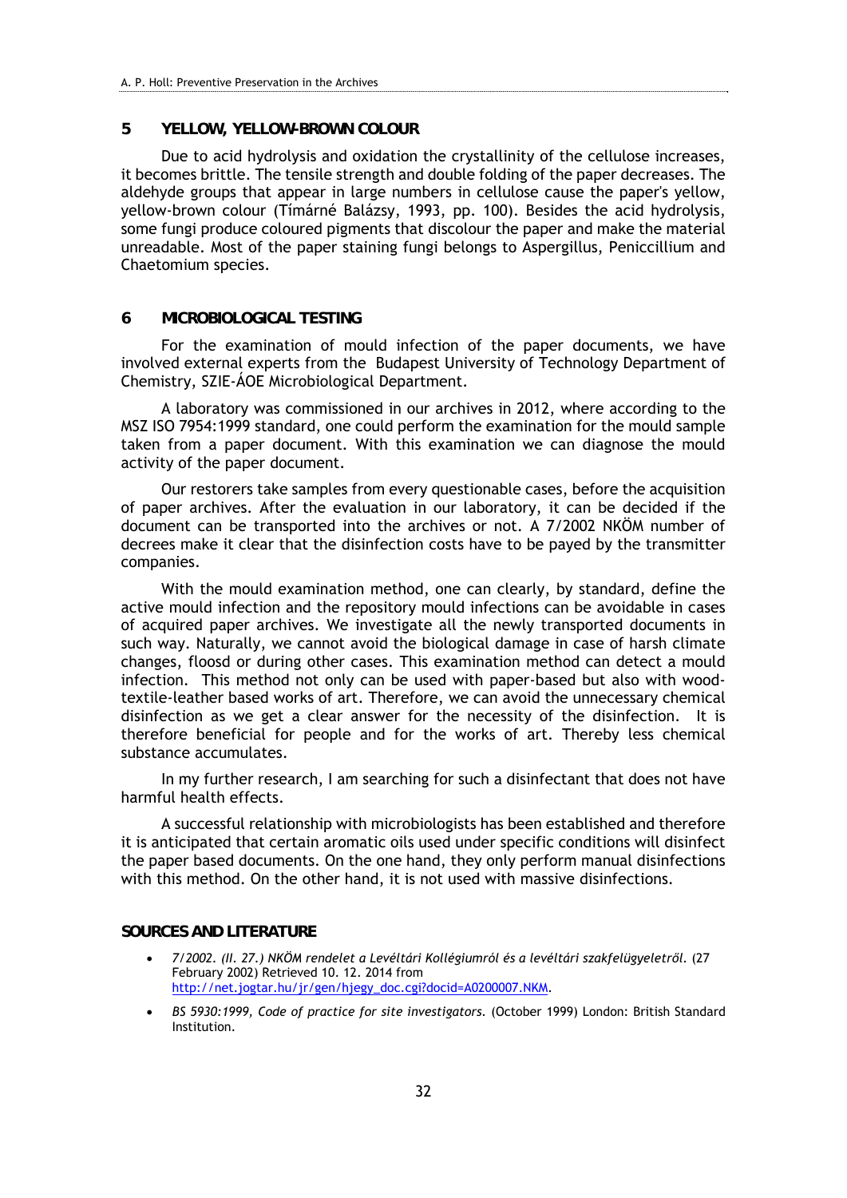## 5 YELLOW, YELLOW-BROWN COLOUR

Due to acid hydrolysis and oxidation the crystallinity of the cellulose increases, it becomes brittle. The tensile strength and double folding of the paper decreases. The aldehyde groups that appear in large numbers in cellulose cause the paper's yellow, yellow-brown colour (Tímárné Balázsy, 1993, pp. 100). Besides the acid hydrolysis, some fungi produce coloured pigments that discolour the paper and make the material unreadable. Most of the paper staining fungi belongs to Aspergillus, Peniccillium and Chaetomium species.

## 6 MICROBIOLOGICAL TESTING

For the examination of mould infection of the paper documents, we have involved external experts from the Budapest University of Technology Department of Chemistry, SZIE-ÁOE Microbiological Department.

A laboratory was commissioned in our archives in 2012, where according to the MSZ ISO 7954:1999 standard, one could perform the examination for the mould sample taken from a paper document. With this examination we can diagnose the mould activity of the paper document.

Our restorers take samples from every questionable cases, before the acquisition of paper archives. After the evaluation in our laboratory, it can be decided if the document can be transported into the archives or not. A 7/2002 NKÖM number of decrees make it clear that the disinfection costs have to be payed by the transmitter companies.

With the mould examination method, one can clearly, by standard, define the active mould infection and the repository mould infections can be avoidable in cases of acquired paper archives. We investigate all the newly transported documents in such way. Naturally, we cannot avoid the biological damage in case of harsh climate changes, floosd or during other cases. This examination method can detect a mould infection. This method not only can be used with paper-based but also with wood-textile-leather based works of art. Therefore, we can avoid the unnecessary chemical disinfection as we get a clear answer for the necessity of the disinfection. It is therefore beneficial for people and for the works of art. Thereby less chemical substance accumulates.

In my further research, I am searching for such a disinfectant that does not have harmful health effects.

A successful relationship with microbiologists has been established and therefore it is anticipated that certain aromatic oils used under specific conditions will disinfect the paper based documents. On the one hand, they only perform manual disinfections with this method. On the other hand, it is not used with massive disinfections.

## SOURCES AND LITERATURE

- *7/2002. (II. 27.) NKÖM rendelet a Levéltári Kollégiumról és a levéltári szakfelügyeletről.* (27 February 2002) Retrieved 10. 12. 2014 from http://net.jogtar.hu/jr/gen/hjegy_doc.cgi?docid=A0200007.NKM.
- *BS 5930:1999, Code of practice for site investigators.* (October 1999) London: British Standard Institution.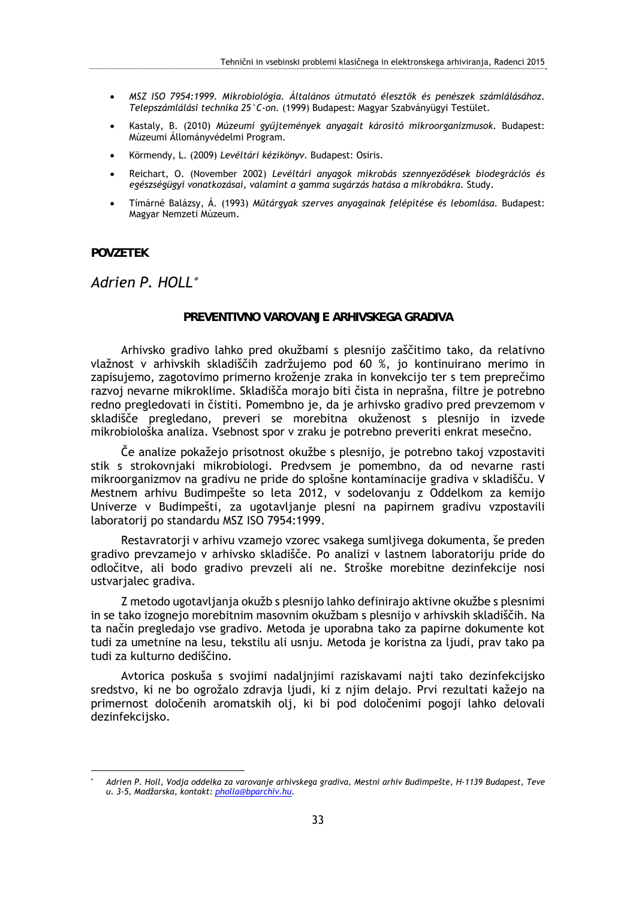- *MSZ ISO 7954:1999. Mikrobiológia. Általános útmutató élesztők és penészek számlálásához. Telepszámlálási technika 25°C-on.* (1999) Budapest: Magyar Szabványügyi Testület.
- Kastaly, B. (2010) *Múzeumi gyűjtemények anyagait károsító mikroorganizmusok.* Budapest: Múzeumi Állományvédelmi Program.
- Körmendy, L. (2009) *Levéltári kézikönyv.* Budapest: Osiris.
- Reichart, O. (November 2002) *Levéltári anyagok mikrobás szennyeződések biodegrációs és egészségügyi vonatkozásai, valamint a gamma sugárzás hatása a mikrobákra.* Study.
- Tímárné Balázsy, Á. (1993) *Műtárgyak szerves anyagainak felépítése és lebomlása.* Budapest: Magyar Nemzeti Múzeum.

## POVZETEK

*Adrien P. HOLL*[*]

### PREVENTIVNO VAROVANJE ARHIVSKEGA GRADIVA

Arhivsko gradivo lahko pred okužbami s plesnijo zaščitimo tako, da relativno vlažnost v arhivskih skladiščih zadržujemo pod 60 %, jo kontinuirano merimo in zapisujemo, zagotovimo primerno kroženje zraka in konvekcijo ter s tem preprečimo razvoj nevarne mikroklime. Skladišča morajo biti čista in neprašna, filtre je potrebno redno pregledovati in čistiti. Pomembno je, da je arhivsko gradivo pred prevzemom v skladišče pregledano, preveri se morebitna okuženost s plesnijo in izvede mikrobiološka analiza. Vsebnost spor v zraku je potrebno preveriti enkrat mesečno.

Če analize pokažejo prisotnost okužbe s plesnijo, je potrebno takoj vzpostaviti stik s strokovnjaki mikrobiologi. Predvsem je pomembno, da od nevarne rasti mikroorganizmov na gradivu ne pride do splošne kontaminacije gradiva v skladišču. V Mestnem arhivu Budimpešte so leta 2012, v sodelovanju z Oddelkom za kemijo Univerze v Budimpešti, za ugotavljanje plesni na papirnem gradivu vzpostavili laboratorij po standardu MSZ ISO 7954:1999.

Restavratorji v arhivu vzamejo vzorec vsakega sumljivega dokumenta, še preden gradivo prevzamejo v arhivsko skladišče. Po analizi v lastnem laboratoriju pride do odločitve, ali bodo gradivo prevzeli ali ne. Stroške morebitne dezinfekcije nosi ustvarjalec gradiva.

Z metodo ugotavljanja okužb s plesnijo lahko definirajo aktivne okužbe s plesnimi in se tako izognejo morebitnim masovnim okužbam s plesnijo v arhivskih skladiščih. Na ta način pregledajo vse gradivo. Metoda je uporabna tako za papirne dokumente kot tudi za umetnine na lesu, tekstilu ali usnju. Metoda je koristna za ljudi, prav tako pa tudi za kulturno dediščino.

Avtorica poskuša s svojimi nadaljnjimi raziskavami najti tako dezinfekcijsko sredstvo, ki ne bo ogrožalo zdravja ljudi, ki z njim delajo. Prvi rezultati kažejo na primernost določenih aromatskih olj, ki bi pod določenimi pogoji lahko delovali dezinfekcijsko.

---

[*] *Adrien P. Holl, Vodja oddelka za varovanje arhivskega gradiva, Mestni arhiv Budimpešte, H-1139 Budapest, Teve u. 3-5, Madžarska, kontakt: pholla@bparchiv.hu.*